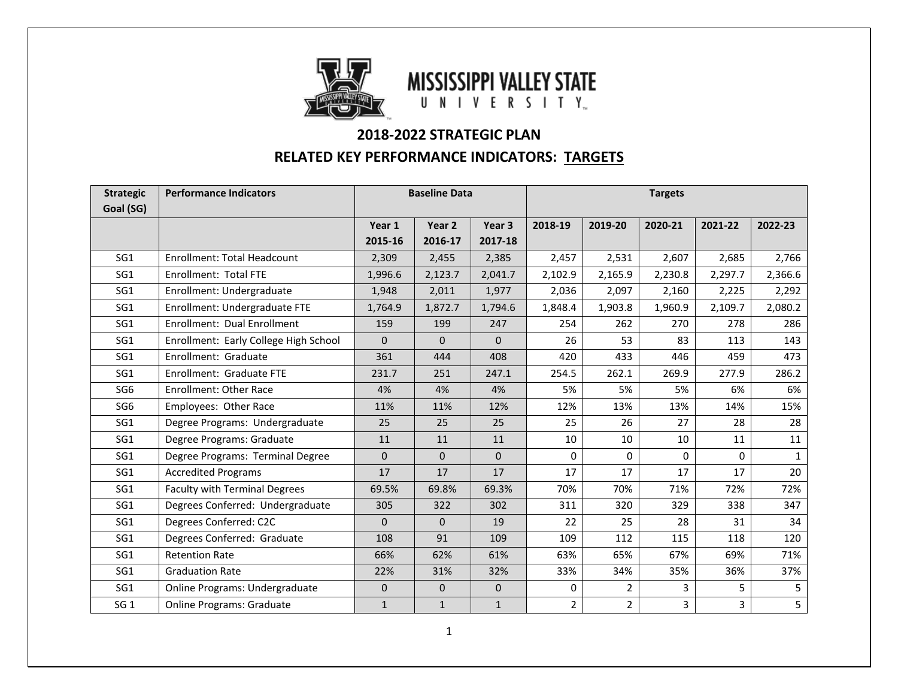# MISSISSIPPI VALLEY STATE UNIVERSITY

## 2018-2022 STRATEGIC PLAN

## RELATED KEY PERFORMANCE INDICATORS: TARGETS

| Strategic Goal (SG) | Performance Indicators | Baseline Data | | | Targets | | | | |
|---|---|---|---|---|---|---|---|---|---|
| | | Year 1 2015-16 | Year 2 2016-17 | Year 3 2017-18 | 2018-19 | 2019-20 | 2020-21 | 2021-22 | 2022-23 |
| SG1 | Enrollment: Total Headcount | 2,309 | 2,455 | 2,385 | 2,457 | 2,531 | 2,607 | 2,685 | 2,766 |
| SG1 | Enrollment: Total FTE | 1,996.6 | 2,123.7 | 2,041.7 | 2,102.9 | 2,165.9 | 2,230.8 | 2,297.7 | 2,366.6 |
| SG1 | Enrollment: Undergraduate | 1,948 | 2,011 | 1,977 | 2,036 | 2,097 | 2,160 | 2,225 | 2,292 |
| SG1 | Enrollment: Undergraduate FTE | 1,764.9 | 1,872.7 | 1,794.6 | 1,848.4 | 1,903.8 | 1,960.9 | 2,109.7 | 2,080.2 |
| SG1 | Enrollment: Dual Enrollment | 159 | 199 | 247 | 254 | 262 | 270 | 278 | 286 |
| SG1 | Enrollment: Early College High School | 0 | 0 | 0 | 26 | 53 | 83 | 113 | 143 |
| SG1 | Enrollment: Graduate | 361 | 444 | 408 | 420 | 433 | 446 | 459 | 473 |
| SG1 | Enrollment: Graduate FTE | 231.7 | 251 | 247.1 | 254.5 | 262.1 | 269.9 | 277.9 | 286.2 |
| SG6 | Enrollment: Other Race | 4% | 4% | 4% | 5% | 5% | 5% | 6% | 6% |
| SG6 | Employees: Other Race | 11% | 11% | 12% | 12% | 13% | 13% | 14% | 15% |
| SG1 | Degree Programs: Undergraduate | 25 | 25 | 25 | 25 | 26 | 27 | 28 | 28 |
| SG1 | Degree Programs: Graduate | 11 | 11 | 11 | 10 | 10 | 10 | 11 | 11 |
| SG1 | Degree Programs: Terminal Degree | 0 | 0 | 0 | 0 | 0 | 0 | 0 | 1 |
| SG1 | Accredited Programs | 17 | 17 | 17 | 17 | 17 | 17 | 17 | 20 |
| SG1 | Faculty with Terminal Degrees | 69.5% | 69.8% | 69.3% | 70% | 70% | 71% | 72% | 72% |
| SG1 | Degrees Conferred: Undergraduate | 305 | 322 | 302 | 311 | 320 | 329 | 338 | 347 |
| SG1 | Degrees Conferred: C2C | 0 | 0 | 19 | 22 | 25 | 28 | 31 | 34 |
| SG1 | Degrees Conferred: Graduate | 108 | 91 | 109 | 109 | 112 | 115 | 118 | 120 |
| SG1 | Retention Rate | 66% | 62% | 61% | 63% | 65% | 67% | 69% | 71% |
| SG1 | Graduation Rate | 22% | 31% | 32% | 33% | 34% | 35% | 36% | 37% |
| SG1 | Online Programs: Undergraduate | 0 | 0 | 0 | 0 | 2 | 3 | 5 | 5 |
| SG 1 | Online Programs: Graduate | 1 | 1 | 1 | 2 | 2 | 3 | 3 | 5 |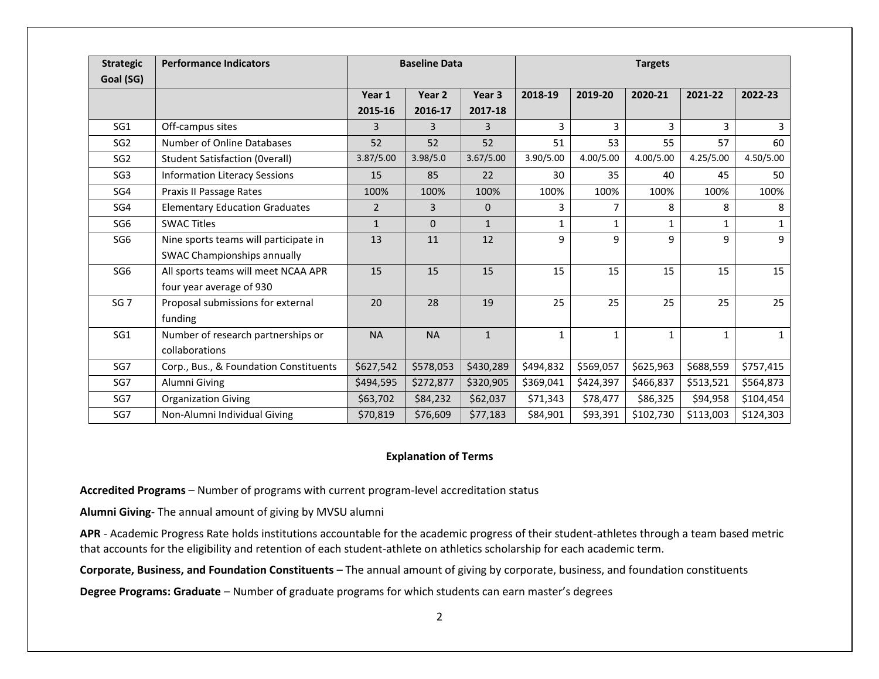| Strategic Goal (SG) | Performance Indicators | Baseline Data | | | Targets | | | | |
|---|---|---|---|---|---|---|---|---|---|
| | | Year 1 2015-16 | Year 2 2016-17 | Year 3 2017-18 | 2018-19 | 2019-20 | 2020-21 | 2021-22 | 2022-23 |
| SG1 | Off-campus sites | 3 | 3 | 3 | 3 | 3 | 3 | 3 | 3 |
| SG2 | Number of Online Databases | 52 | 52 | 52 | 51 | 53 | 55 | 57 | 60 |
| SG2 | Student Satisfaction (0verall) | 3.87/5.00 | 3.98/5.0 | 3.67/5.00 | 3.90/5.00 | 4.00/5.00 | 4.00/5.00 | 4.25/5.00 | 4.50/5.00 |
| SG3 | Information Literacy Sessions | 15 | 85 | 22 | 30 | 35 | 40 | 45 | 50 |
| SG4 | Praxis II Passage Rates | 100% | 100% | 100% | 100% | 100% | 100% | 100% | 100% |
| SG4 | Elementary Education Graduates | 2 | 3 | 0 | 3 | 7 | 8 | 8 | 8 |
| SG6 | SWAC Titles | 1 | 0 | 1 | 1 | 1 | 1 | 1 | 1 |
| SG6 | Nine sports teams will participate in SWAC Championships annually | 13 | 11 | 12 | 9 | 9 | 9 | 9 | 9 |
| SG6 | All sports teams will meet NCAA APR four year average of 930 | 15 | 15 | 15 | 15 | 15 | 15 | 15 | 15 |
| SG 7 | Proposal submissions for external funding | 20 | 28 | 19 | 25 | 25 | 25 | 25 | 25 |
| SG1 | Number of research partnerships or collaborations | NA | NA | 1 | 1 | 1 | 1 | 1 | 1 |
| SG7 | Corp., Bus., & Foundation Constituents | $627,542 | $578,053 | $430,289 | $494,832 | $569,057 | $625,963 | $688,559 | $757,415 |
| SG7 | Alumni Giving | $494,595 | $272,877 | $320,905 | $369,041 | $424,397 | $466,837 | $513,521 | $564,873 |
| SG7 | Organization Giving | $63,702 | $84,232 | $62,037 | $71,343 | $78,477 | $86,325 | $94,958 | $104,454 |
| SG7 | Non-Alumni Individual Giving | $70,819 | $76,609 | $77,183 | $84,901 | $93,391 | $102,730 | $113,003 | $124,303 |

## Explanation of Terms

**Accredited Programs** – Number of programs with current program-level accreditation status

**Alumni Giving**- The annual amount of giving by MVSU alumni

**APR** - Academic Progress Rate holds institutions accountable for the academic progress of their student-athletes through a team based metric that accounts for the eligibility and retention of each student-athlete on athletics scholarship for each academic term.

**Corporate, Business, and Foundation Constituents** – The annual amount of giving by corporate, business, and foundation constituents

**Degree Programs: Graduate** – Number of graduate programs for which students can earn master's degrees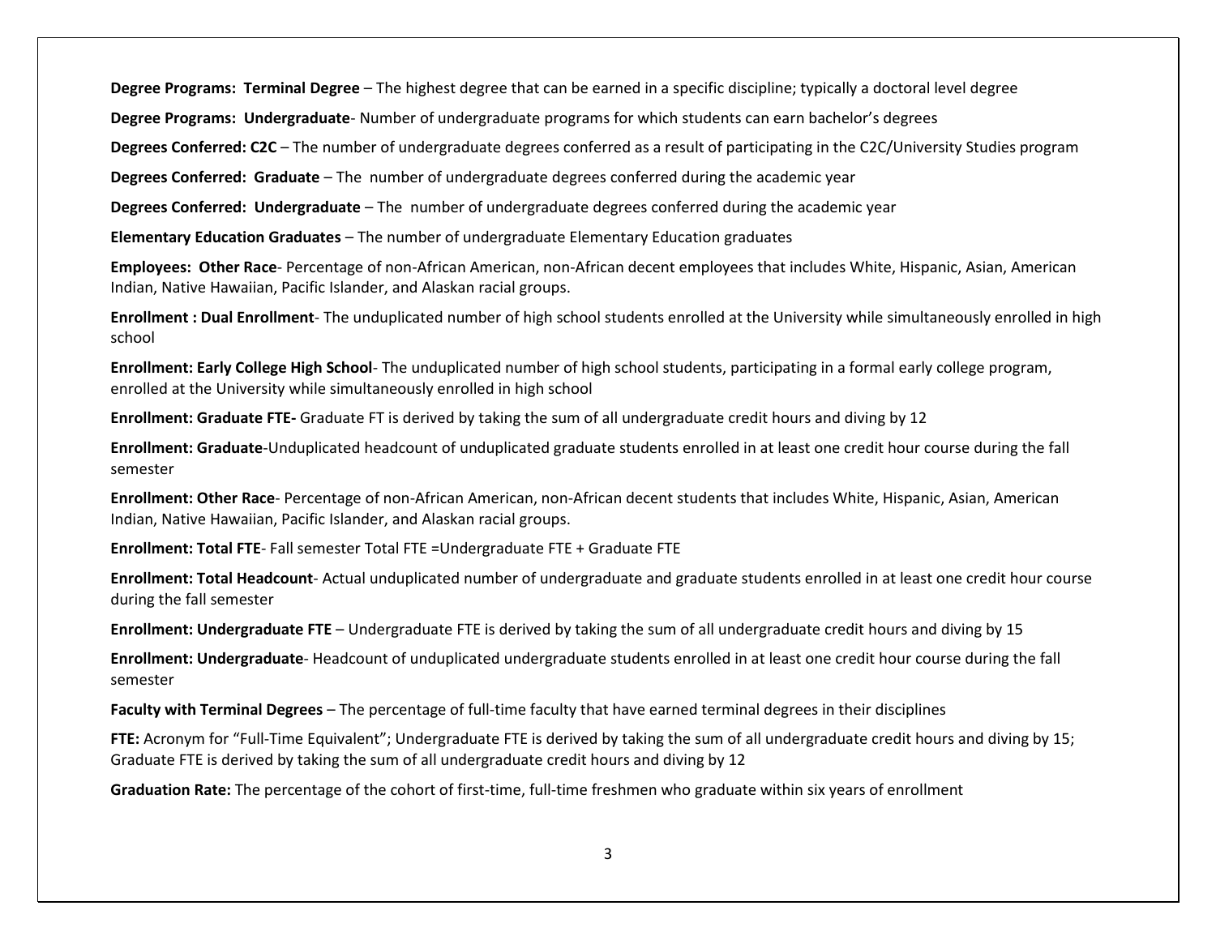**Degree Programs: Terminal Degree** – The highest degree that can be earned in a specific discipline; typically a doctoral level degree

**Degree Programs: Undergraduate**- Number of undergraduate programs for which students can earn bachelor's degrees

**Degrees Conferred: C2C** – The number of undergraduate degrees conferred as a result of participating in the C2C/University Studies program

**Degrees Conferred: Graduate** – The number of undergraduate degrees conferred during the academic year

**Degrees Conferred: Undergraduate** – The number of undergraduate degrees conferred during the academic year

**Elementary Education Graduates** – The number of undergraduate Elementary Education graduates

**Employees: Other Race**- Percentage of non-African American, non-African decent employees that includes White, Hispanic, Asian, American Indian, Native Hawaiian, Pacific Islander, and Alaskan racial groups.

**Enrollment : Dual Enrollment**- The unduplicated number of high school students enrolled at the University while simultaneously enrolled in high school

**Enrollment: Early College High School**- The unduplicated number of high school students, participating in a formal early college program, enrolled at the University while simultaneously enrolled in high school

**Enrollment: Graduate FTE-** Graduate FT is derived by taking the sum of all undergraduate credit hours and diving by 12

**Enrollment: Graduate**-Unduplicated headcount of unduplicated graduate students enrolled in at least one credit hour course during the fall semester

**Enrollment: Other Race**- Percentage of non-African American, non-African decent students that includes White, Hispanic, Asian, American Indian, Native Hawaiian, Pacific Islander, and Alaskan racial groups.

**Enrollment: Total FTE**- Fall semester Total FTE =Undergraduate FTE + Graduate FTE

**Enrollment: Total Headcount**- Actual unduplicated number of undergraduate and graduate students enrolled in at least one credit hour course during the fall semester

**Enrollment: Undergraduate FTE** – Undergraduate FTE is derived by taking the sum of all undergraduate credit hours and diving by 15

**Enrollment: Undergraduate**- Headcount of unduplicated undergraduate students enrolled in at least one credit hour course during the fall semester

**Faculty with Terminal Degrees** – The percentage of full-time faculty that have earned terminal degrees in their disciplines

**FTE:** Acronym for "Full-Time Equivalent"; Undergraduate FTE is derived by taking the sum of all undergraduate credit hours and diving by 15; Graduate FTE is derived by taking the sum of all undergraduate credit hours and diving by 12

**Graduation Rate:** The percentage of the cohort of first-time, full-time freshmen who graduate within six years of enrollment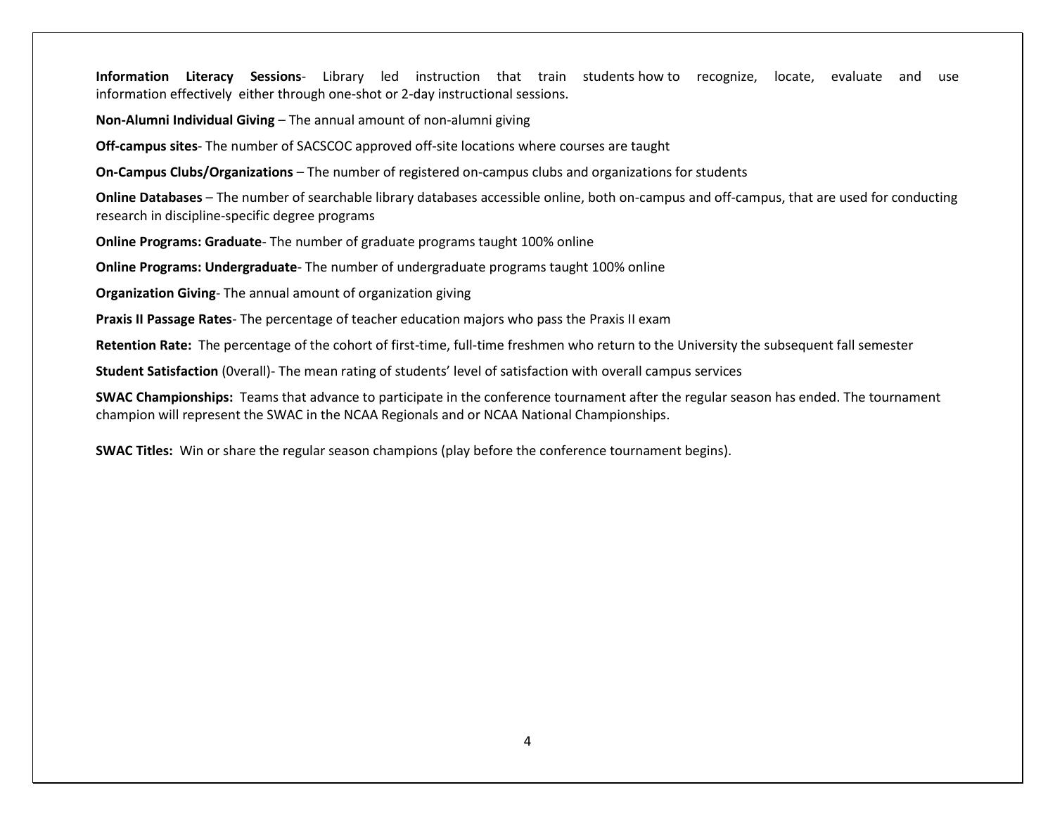**Information Literacy Sessions**- Library led instruction that train students how to recognize, locate, evaluate and use information effectively either through one-shot or 2-day instructional sessions.

**Non-Alumni Individual Giving** – The annual amount of non-alumni giving

**Off-campus sites**- The number of SACSCOC approved off-site locations where courses are taught

**On-Campus Clubs/Organizations** – The number of registered on-campus clubs and organizations for students

**Online Databases** – The number of searchable library databases accessible online, both on-campus and off-campus, that are used for conducting research in discipline-specific degree programs

**Online Programs: Graduate**- The number of graduate programs taught 100% online

**Online Programs: Undergraduate**- The number of undergraduate programs taught 100% online

**Organization Giving**- The annual amount of organization giving

**Praxis II Passage Rates**- The percentage of teacher education majors who pass the Praxis II exam

**Retention Rate:** The percentage of the cohort of first-time, full-time freshmen who return to the University the subsequent fall semester

**Student Satisfaction** (0verall)- The mean rating of students' level of satisfaction with overall campus services

**SWAC Championships:** Teams that advance to participate in the conference tournament after the regular season has ended. The tournament champion will represent the SWAC in the NCAA Regionals and or NCAA National Championships.

**SWAC Titles:** Win or share the regular season champions (play before the conference tournament begins).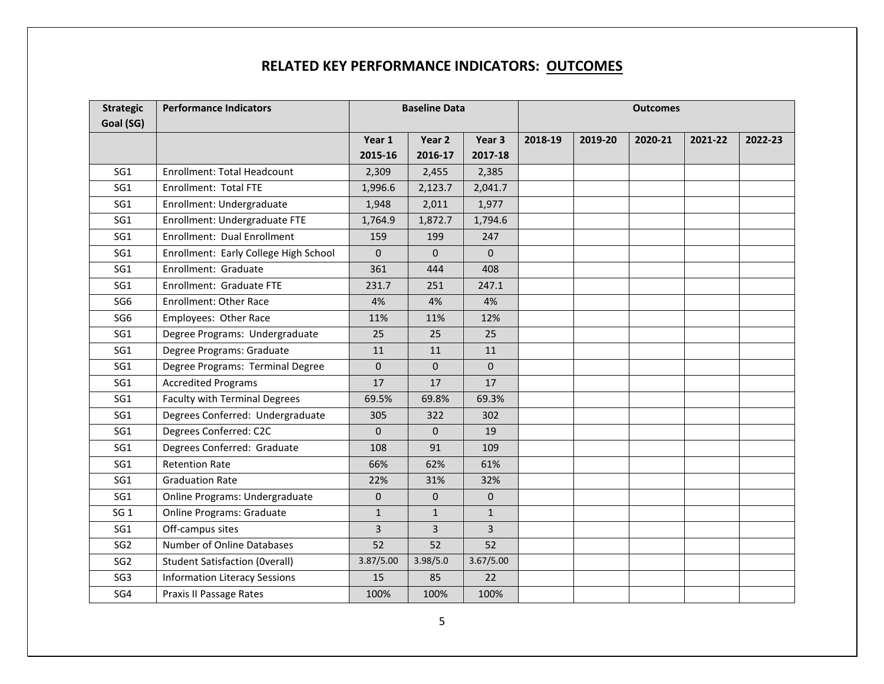## RELATED KEY PERFORMANCE INDICATORS: OUTCOMES

| Strategic Goal (SG) | Performance Indicators | Baseline Data | | | Outcomes | | | | |
|---|---|---|---|---|---|---|---|---|---|
| | | Year 1 2015-16 | Year 2 2016-17 | Year 3 2017-18 | 2018-19 | 2019-20 | 2020-21 | 2021-22 | 2022-23 |
| SG1 | Enrollment: Total Headcount | 2,309 | 2,455 | 2,385 | | | | | |
| SG1 | Enrollment: Total FTE | 1,996.6 | 2,123.7 | 2,041.7 | | | | | |
| SG1 | Enrollment: Undergraduate | 1,948 | 2,011 | 1,977 | | | | | |
| SG1 | Enrollment: Undergraduate FTE | 1,764.9 | 1,872.7 | 1,794.6 | | | | | |
| SG1 | Enrollment: Dual Enrollment | 159 | 199 | 247 | | | | | |
| SG1 | Enrollment: Early College High School | 0 | 0 | 0 | | | | | |
| SG1 | Enrollment: Graduate | 361 | 444 | 408 | | | | | |
| SG1 | Enrollment: Graduate FTE | 231.7 | 251 | 247.1 | | | | | |
| SG6 | Enrollment: Other Race | 4% | 4% | 4% | | | | | |
| SG6 | Employees: Other Race | 11% | 11% | 12% | | | | | |
| SG1 | Degree Programs: Undergraduate | 25 | 25 | 25 | | | | | |
| SG1 | Degree Programs: Graduate | 11 | 11 | 11 | | | | | |
| SG1 | Degree Programs: Terminal Degree | 0 | 0 | 0 | | | | | |
| SG1 | Accredited Programs | 17 | 17 | 17 | | | | | |
| SG1 | Faculty with Terminal Degrees | 69.5% | 69.8% | 69.3% | | | | | |
| SG1 | Degrees Conferred: Undergraduate | 305 | 322 | 302 | | | | | |
| SG1 | Degrees Conferred: C2C | 0 | 0 | 19 | | | | | |
| SG1 | Degrees Conferred: Graduate | 108 | 91 | 109 | | | | | |
| SG1 | Retention Rate | 66% | 62% | 61% | | | | | |
| SG1 | Graduation Rate | 22% | 31% | 32% | | | | | |
| SG1 | Online Programs: Undergraduate | 0 | 0 | 0 | | | | | |
| SG 1 | Online Programs: Graduate | 1 | 1 | 1 | | | | | |
| SG1 | Off-campus sites | 3 | 3 | 3 | | | | | |
| SG2 | Number of Online Databases | 52 | 52 | 52 | | | | | |
| SG2 | Student Satisfaction (0verall) | 3.87/5.00 | 3.98/5.0 | 3.67/5.00 | | | | | |
| SG3 | Information Literacy Sessions | 15 | 85 | 22 | | | | | |
| SG4 | Praxis II Passage Rates | 100% | 100% | 100% | | | | | |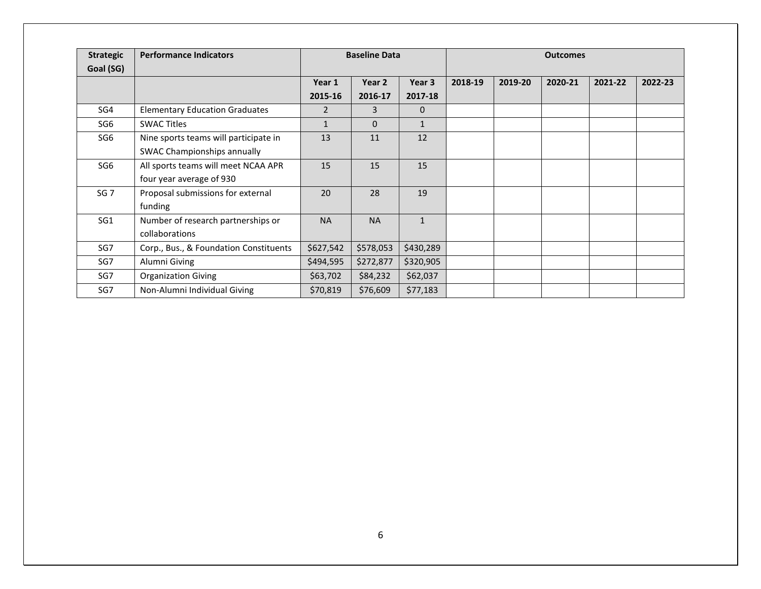| Strategic Goal (SG) | Performance Indicators | Baseline Data | | | Outcomes | | | | |
|---|---|---|---|---|---|---|---|---|---|
| | | Year 1 2015-16 | Year 2 2016-17 | Year 3 2017-18 | 2018-19 | 2019-20 | 2020-21 | 2021-22 | 2022-23 |
| SG4 | Elementary Education Graduates | 2 | 3 | 0 | | | | | |
| SG6 | SWAC Titles | 1 | 0 | 1 | | | | | |
| SG6 | Nine sports teams will participate in SWAC Championships annually | 13 | 11 | 12 | | | | | |
| SG6 | All sports teams will meet NCAA APR four year average of 930 | 15 | 15 | 15 | | | | | |
| SG 7 | Proposal submissions for external funding | 20 | 28 | 19 | | | | | |
| SG1 | Number of research partnerships or collaborations | NA | NA | 1 | | | | | |
| SG7 | Corp., Bus., & Foundation Constituents | $627,542 | $578,053 | $430,289 | | | | | |
| SG7 | Alumni Giving | $494,595 | $272,877 | $320,905 | | | | | |
| SG7 | Organization Giving | $63,702 | $84,232 | $62,037 | | | | | |
| SG7 | Non-Alumni Individual Giving | $70,819 | $76,609 | $77,183 | | | | | |